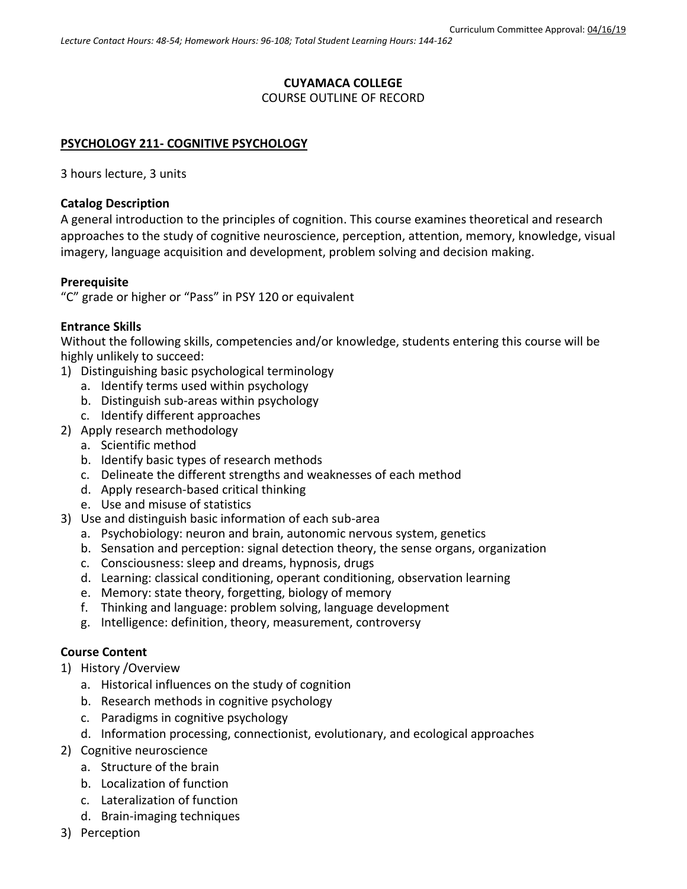Curriculum Committee Approval: 04/16/19

*Lecture Contact Hours: 48-54; Homework Hours: 96-108; Total Student Learning Hours: 144-162*

**CUYAMACA COLLEGE**
COURSE OUTLINE OF RECORD

**PSYCHOLOGY 211- COGNITIVE PSYCHOLOGY**

3 hours lecture, 3 units

**Catalog Description**
A general introduction to the principles of cognition. This course examines theoretical and research approaches to the study of cognitive neuroscience, perception, attention, memory, knowledge, visual imagery, language acquisition and development, problem solving and decision making.

**Prerequisite**
"C" grade or higher or "Pass" in PSY 120 or equivalent

**Entrance Skills**
Without the following skills, competencies and/or knowledge, students entering this course will be highly unlikely to succeed:

1) Distinguishing basic psychological terminology
   a. Identify terms used within psychology
   b. Distinguish sub-areas within psychology
   c. Identify different approaches
2) Apply research methodology
   a. Scientific method
   b. Identify basic types of research methods
   c. Delineate the different strengths and weaknesses of each method
   d. Apply research-based critical thinking
   e. Use and misuse of statistics
3) Use and distinguish basic information of each sub-area
   a. Psychobiology: neuron and brain, autonomic nervous system, genetics
   b. Sensation and perception: signal detection theory, the sense organs, organization
   c. Consciousness: sleep and dreams, hypnosis, drugs
   d. Learning: classical conditioning, operant conditioning, observation learning
   e. Memory: state theory, forgetting, biology of memory
   f. Thinking and language: problem solving, language development
   g. Intelligence: definition, theory, measurement, controversy

**Course Content**

1) History /Overview
   a. Historical influences on the study of cognition
   b. Research methods in cognitive psychology
   c. Paradigms in cognitive psychology
   d. Information processing, connectionist, evolutionary, and ecological approaches
2) Cognitive neuroscience
   a. Structure of the brain
   b. Localization of function
   c. Lateralization of function
   d. Brain-imaging techniques
3) Perception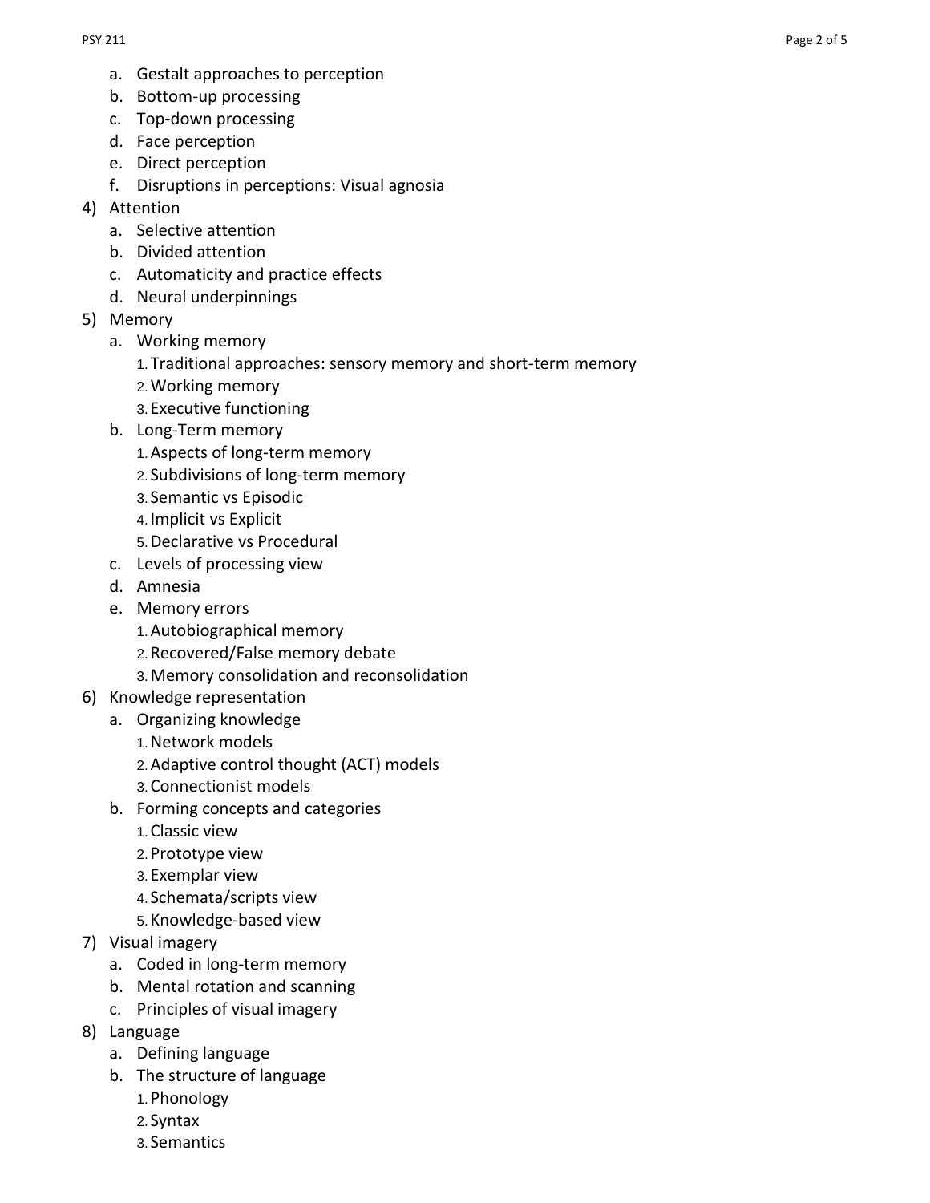a. Gestalt approaches to perception
   b. Bottom-up processing
   c. Top-down processing
   d. Face perception
   e. Direct perception
   f. Disruptions in perceptions: Visual agnosia

4) Attention
   a. Selective attention
   b. Divided attention
   c. Automaticity and practice effects
   d. Neural underpinnings

5) Memory
   a. Working memory
      1. Traditional approaches: sensory memory and short-term memory
      2. Working memory
      3. Executive functioning
   b. Long-Term memory
      1. Aspects of long-term memory
      2. Subdivisions of long-term memory
      3. Semantic vs Episodic
      4. Implicit vs Explicit
      5. Declarative vs Procedural
   c. Levels of processing view
   d. Amnesia
   e. Memory errors
      1. Autobiographical memory
      2. Recovered/False memory debate
      3. Memory consolidation and reconsolidation

6) Knowledge representation
   a. Organizing knowledge
      1. Network models
      2. Adaptive control thought (ACT) models
      3. Connectionist models
   b. Forming concepts and categories
      1. Classic view
      2. Prototype view
      3. Exemplar view
      4. Schemata/scripts view
      5. Knowledge-based view

7) Visual imagery
   a. Coded in long-term memory
   b. Mental rotation and scanning
   c. Principles of visual imagery

8) Language
   a. Defining language
   b. The structure of language
      1. Phonology
      2. Syntax
      3. Semantics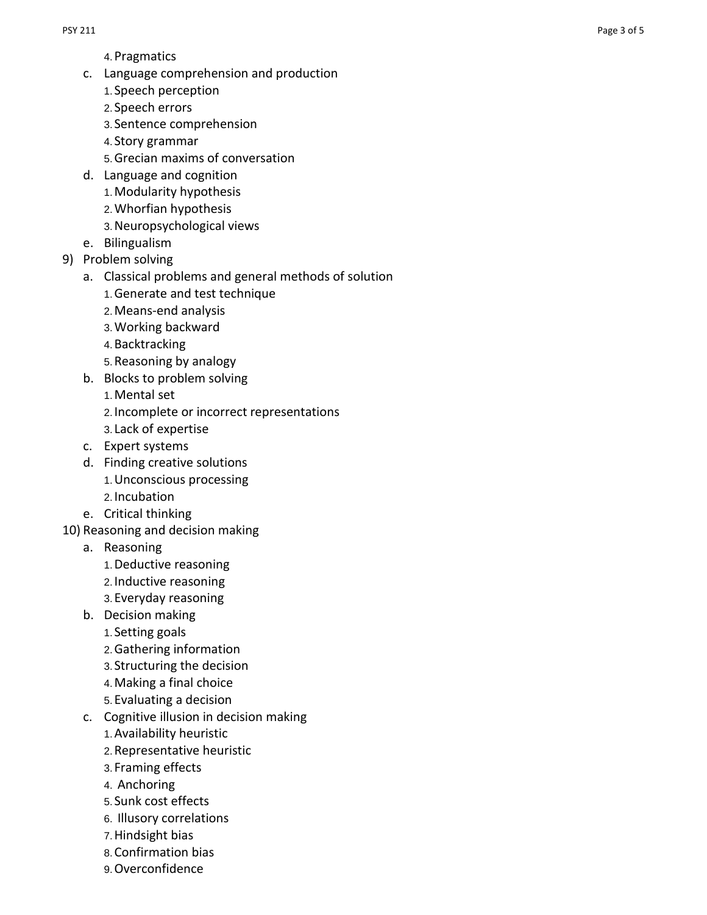4. Pragmatics
    c. Language comprehension and production
        1. Speech perception
        2. Speech errors
        3. Sentence comprehension
        4. Story grammar
        5. Grecian maxims of conversation
    d. Language and cognition
        1. Modularity hypothesis
        2. Whorfian hypothesis
        3. Neuropsychological views
    e. Bilingualism

9) Problem solving
    a. Classical problems and general methods of solution
        1. Generate and test technique
        2. Means-end analysis
        3. Working backward
        4. Backtracking
        5. Reasoning by analogy
    b. Blocks to problem solving
        1. Mental set
        2. Incomplete or incorrect representations
        3. Lack of expertise
    c. Expert systems
    d. Finding creative solutions
        1. Unconscious processing
        2. Incubation
    e. Critical thinking

10) Reasoning and decision making
    a. Reasoning
        1. Deductive reasoning
        2. Inductive reasoning
        3. Everyday reasoning
    b. Decision making
        1. Setting goals
        2. Gathering information
        3. Structuring the decision
        4. Making a final choice
        5. Evaluating a decision
    c. Cognitive illusion in decision making
        1. Availability heuristic
        2. Representative heuristic
        3. Framing effects
        4. Anchoring
        5. Sunk cost effects
        6. Illusory correlations
        7. Hindsight bias
        8. Confirmation bias
        9. Overconfidence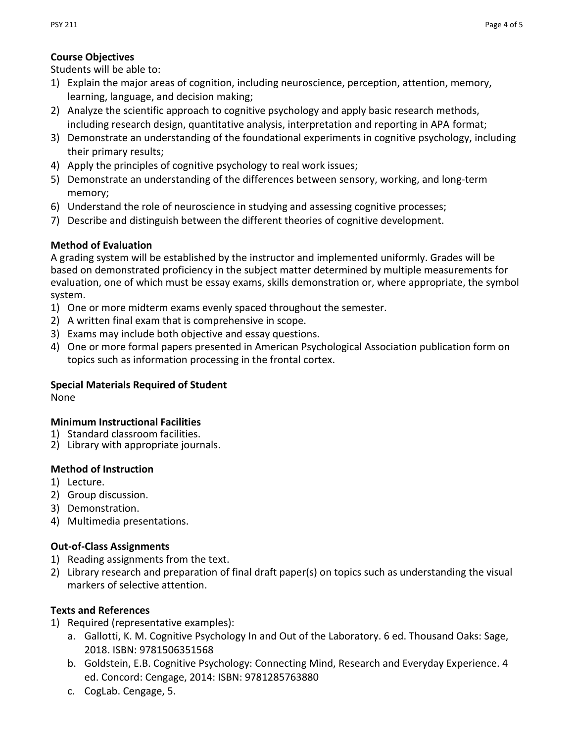**Course Objectives**

Students will be able to:

1) Explain the major areas of cognition, including neuroscience, perception, attention, memory, learning, language, and decision making;
2) Analyze the scientific approach to cognitive psychology and apply basic research methods, including research design, quantitative analysis, interpretation and reporting in APA format;
3) Demonstrate an understanding of the foundational experiments in cognitive psychology, including their primary results;
4) Apply the principles of cognitive psychology to real work issues;
5) Demonstrate an understanding of the differences between sensory, working, and long-term memory;
6) Understand the role of neuroscience in studying and assessing cognitive processes;
7) Describe and distinguish between the different theories of cognitive development.

**Method of Evaluation**

A grading system will be established by the instructor and implemented uniformly. Grades will be based on demonstrated proficiency in the subject matter determined by multiple measurements for evaluation, one of which must be essay exams, skills demonstration or, where appropriate, the symbol system.

1) One or more midterm exams evenly spaced throughout the semester.
2) A written final exam that is comprehensive in scope.
3) Exams may include both objective and essay questions.
4) One or more formal papers presented in American Psychological Association publication form on topics such as information processing in the frontal cortex.

**Special Materials Required of Student**

None

**Minimum Instructional Facilities**

1) Standard classroom facilities.
2) Library with appropriate journals.

**Method of Instruction**

1) Lecture.
2) Group discussion.
3) Demonstration.
4) Multimedia presentations.

**Out-of-Class Assignments**

1) Reading assignments from the text.
2) Library research and preparation of final draft paper(s) on topics such as understanding the visual markers of selective attention.

**Texts and References**

1) Required (representative examples):
   a. Gallotti, K. M. Cognitive Psychology In and Out of the Laboratory. 6 ed. Thousand Oaks: Sage, 2018. ISBN: 9781506351568
   b. Goldstein, E.B. Cognitive Psychology: Connecting Mind, Research and Everyday Experience. 4 ed. Concord: Cengage, 2014: ISBN: 9781285763880
   c. CogLab. Cengage, 5.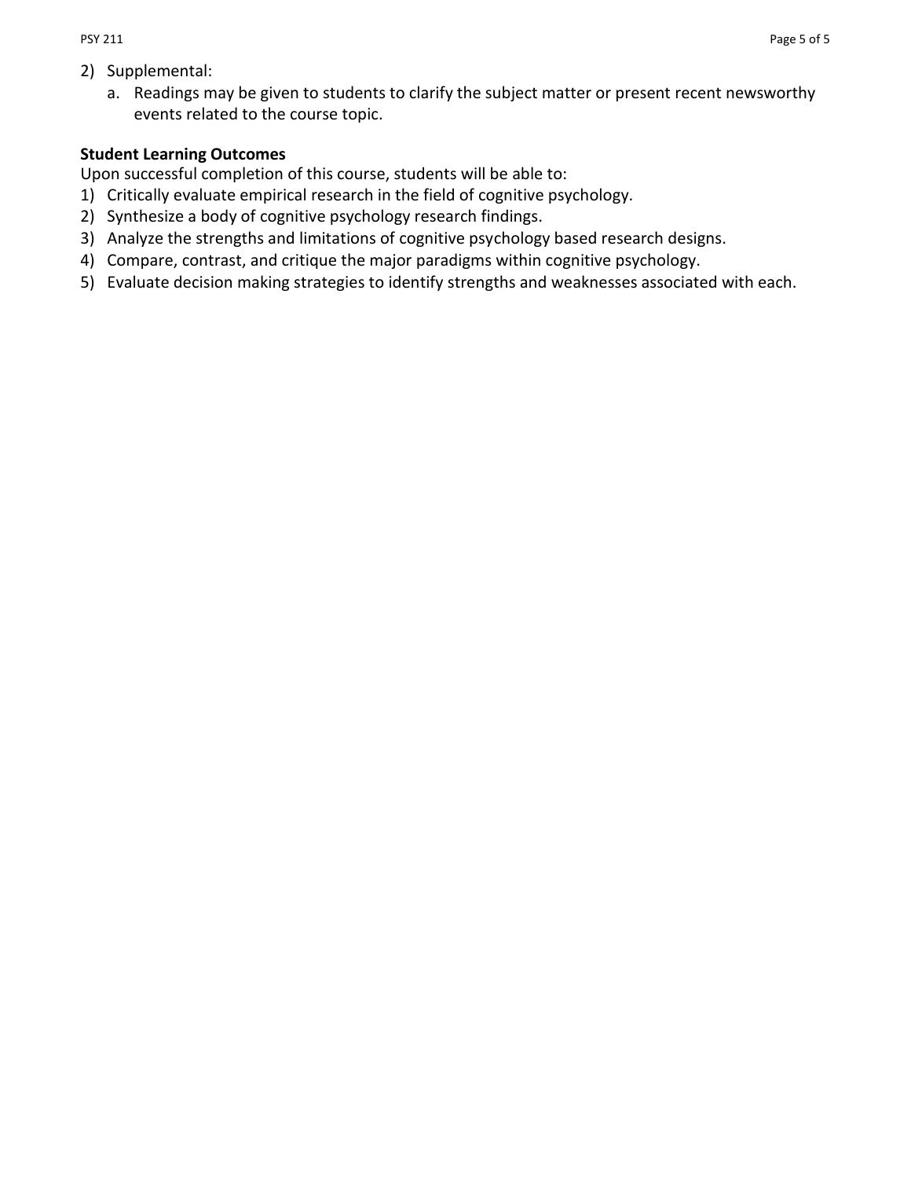2) Supplemental:
   a. Readings may be given to students to clarify the subject matter or present recent newsworthy events related to the course topic.

**Student Learning Outcomes**

Upon successful completion of this course, students will be able to:

1) Critically evaluate empirical research in the field of cognitive psychology.
2) Synthesize a body of cognitive psychology research findings.
3) Analyze the strengths and limitations of cognitive psychology based research designs.
4) Compare, contrast, and critique the major paradigms within cognitive psychology.
5) Evaluate decision making strategies to identify strengths and weaknesses associated with each.